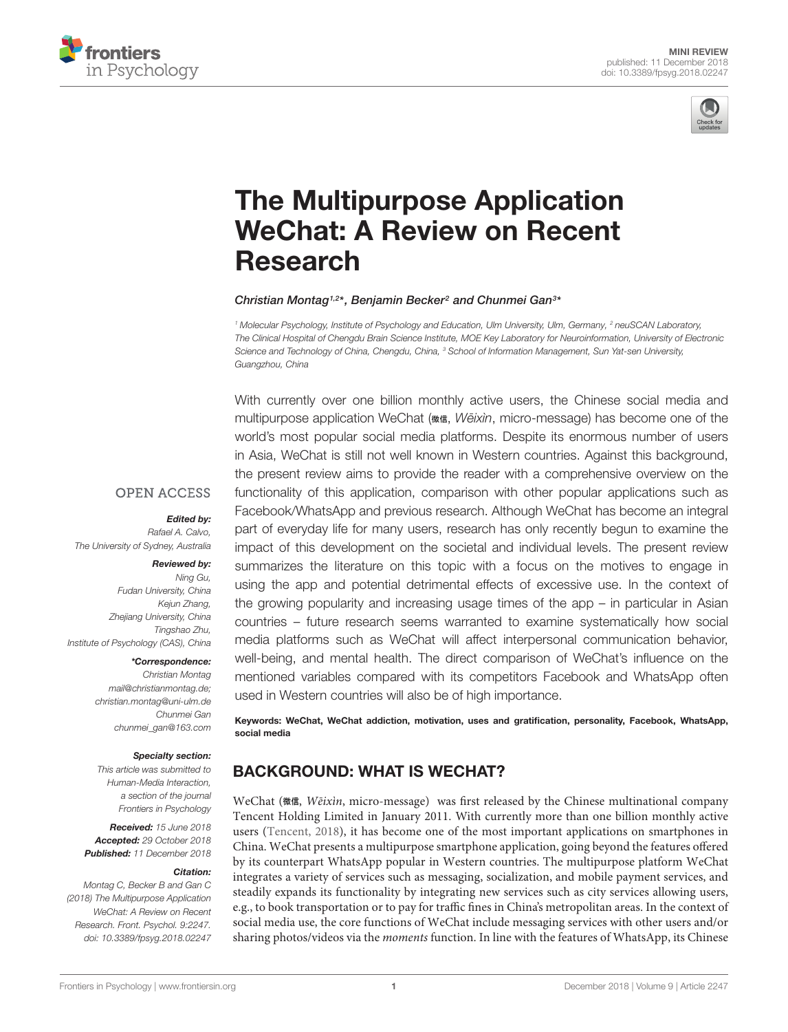MINI REVIEW
published: 11 December 2018
doi: 10.3389/fpsyg.2018.02247

# The Multipurpose Application WeChat: A Review on Recent Research

*Christian Montag[1,2]*, Benjamin Becker[2] and Chunmei Gan[3]**

[1] Molecular Psychology, Institute of Psychology and Education, Ulm University, Ulm, Germany, [2] neuSCAN Laboratory, The Clinical Hospital of Chengdu Brain Science Institute, MOE Key Laboratory for Neuroinformation, University of Electronic Science and Technology of China, Chengdu, China, [3] School of Information Management, Sun Yat-sen University, Guangzhou, China

With currently over one billion monthly active users, the Chinese social media and multipurpose application WeChat (微信, *Wēixìn*, micro-message) has become one of the world's most popular social media platforms. Despite its enormous number of users in Asia, WeChat is still not well known in Western countries. Against this background, the present review aims to provide the reader with a comprehensive overview on the functionality of this application, comparison with other popular applications such as Facebook/WhatsApp and previous research. Although WeChat has become an integral part of everyday life for many users, research has only recently begun to examine the impact of this development on the societal and individual levels. The present review summarizes the literature on this topic with a focus on the motives to engage in using the app and potential detrimental effects of excessive use. In the context of the growing popularity and increasing usage times of the app – in particular in Asian countries – future research seems warranted to examine systematically how social media platforms such as WeChat will affect interpersonal communication behavior, well-being, and mental health. The direct comparison of WeChat's influence on the mentioned variables compared with its competitors Facebook and WhatsApp often used in Western countries will also be of high importance.

**Keywords: WeChat, WeChat addiction, motivation, uses and gratification, personality, Facebook, WhatsApp, social media**

OPEN ACCESS

***Edited by:***
Rafael A. Calvo,
The University of Sydney, Australia

***Reviewed by:***
Ning Gu,
Fudan University, China
Kejun Zhang,
Zhejiang University, China
Tingshao Zhu,
Institute of Psychology (CAS), China

***\*Correspondence:***
Christian Montag
mail@christianmontag.de;
christian.montag@uni-ulm.de
Chunmei Gan
chunmei_gan@163.com

***Specialty section:***
This article was submitted to Human-Media Interaction, a section of the journal Frontiers in Psychology

***Received:*** 15 June 2018
***Accepted:*** 29 October 2018
***Published:*** 11 December 2018

***Citation:***
Montag C, Becker B and Gan C (2018) The Multipurpose Application WeChat: A Review on Recent Research. Front. Psychol. 9:2247. doi: 10.3389/fpsyg.2018.02247

## BACKGROUND: WHAT IS WECHAT?

WeChat (微信, *Wēixìn*, micro-message) was first released by the Chinese multinational company Tencent Holding Limited in January 2011. With currently more than one billion monthly active users (Tencent, 2018), it has become one of the most important applications on smartphones in China. WeChat presents a multipurpose smartphone application, going beyond the features offered by its counterpart WhatsApp popular in Western countries. The multipurpose platform WeChat integrates a variety of services such as messaging, socialization, and mobile payment services, and steadily expands its functionality by integrating new services such as city services allowing users, e.g., to book transportation or to pay for traffic fines in China's metropolitan areas. In the context of social media use, the core functions of WeChat include messaging services with other users and/or sharing photos/videos via the *moments* function. In line with the features of WhatsApp, its Chinese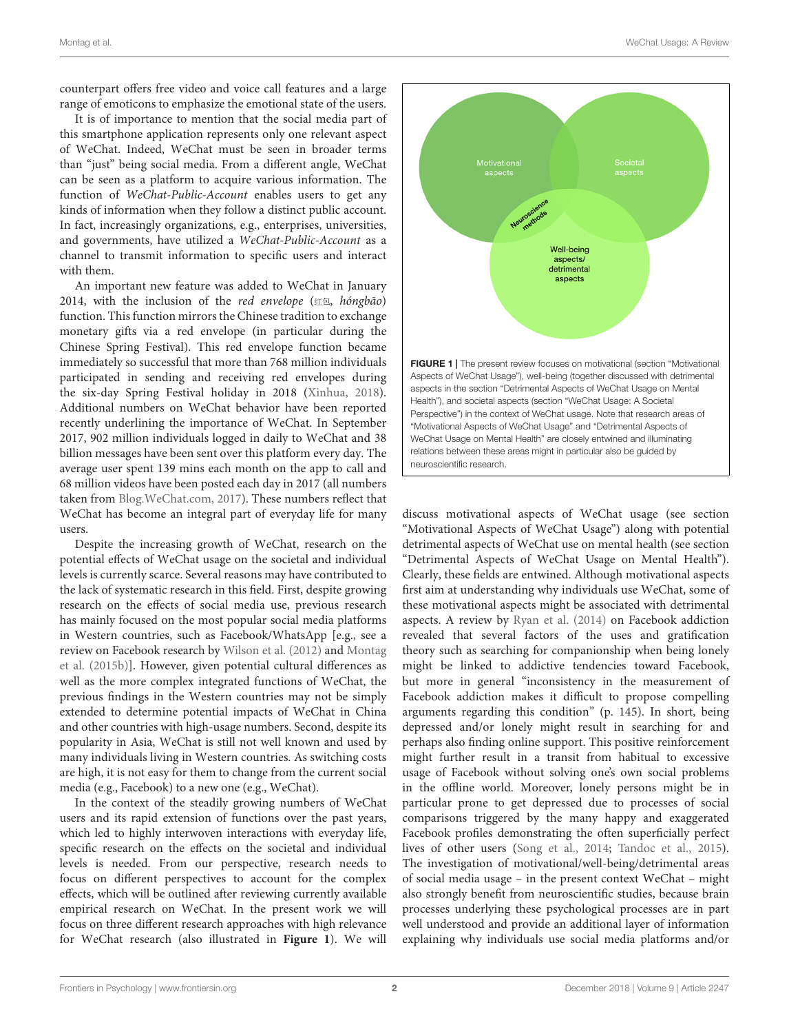counterpart offers free video and voice call features and a large range of emoticons to emphasize the emotional state of the users.

It is of importance to mention that the social media part of this smartphone application represents only one relevant aspect of WeChat. Indeed, WeChat must be seen in broader terms than "just" being social media. From a different angle, WeChat can be seen as a platform to acquire various information. The function of *WeChat-Public-Account* enables users to get any kinds of information when they follow a distinct public account. In fact, increasingly organizations, e.g., enterprises, universities, and governments, have utilized a *WeChat-Public-Account* as a channel to transmit information to specific users and interact with them.

An important new feature was added to WeChat in January 2014, with the inclusion of the *red envelope* (红包, *hóngbāo*) function. This function mirrors the Chinese tradition to exchange monetary gifts via a red envelope (in particular during the Chinese Spring Festival). This red envelope function became immediately so successful that more than 768 million individuals participated in sending and receiving red envelopes during the six-day Spring Festival holiday in 2018 (Xinhua, 2018). Additional numbers on WeChat behavior have been reported recently underlining the importance of WeChat. In September 2017, 902 million individuals logged in daily to WeChat and 38 billion messages have been sent over this platform every day. The average user spent 139 mins each month on the app to call and 68 million videos have been posted each day in 2017 (all numbers taken from Blog.WeChat.com, 2017). These numbers reflect that WeChat has become an integral part of everyday life for many users.

Despite the increasing growth of WeChat, research on the potential effects of WeChat usage on the societal and individual levels is currently scarce. Several reasons may have contributed to the lack of systematic research in this field. First, despite growing research on the effects of social media use, previous research has mainly focused on the most popular social media platforms in Western countries, such as Facebook/WhatsApp [e.g., see a review on Facebook research by Wilson et al. (2012) and Montag et al. (2015b)]. However, given potential cultural differences as well as the more complex integrated functions of WeChat, the previous findings in the Western countries may not be simply extended to determine potential impacts of WeChat in China and other countries with high-usage numbers. Second, despite its popularity in Asia, WeChat is still not well known and used by many individuals living in Western countries. As switching costs are high, it is not easy for them to change from the current social media (e.g., Facebook) to a new one (e.g., WeChat).

In the context of the steadily growing numbers of WeChat users and its rapid extension of functions over the past years, which led to highly interwoven interactions with everyday life, specific research on the effects on the societal and individual levels is needed. From our perspective, research needs to focus on different perspectives to account for the complex effects, which will be outlined after reviewing currently available empirical research on WeChat. In the present work we will focus on three different research approaches with high relevance for WeChat research (also illustrated in **Figure 1**). We will

Motivational aspects

Societal aspects

Neuroscience methods

Well-being aspects/ detrimental aspects

**FIGURE 1 |** The present review focuses on motivational (section "Motivational Aspects of WeChat Usage"), well-being (together discussed with detrimental aspects in the section "Detrimental Aspects of WeChat Usage on Mental Health"), and societal aspects (section "WeChat Usage: A Societal Perspective") in the context of WeChat usage. Note that research areas of "Motivational Aspects of WeChat Usage" and "Detrimental Aspects of WeChat Usage on Mental Health" are closely entwined and illuminating relations between these areas might in particular also be guided by neuroscientific research.

discuss motivational aspects of WeChat usage (see section "Motivational Aspects of WeChat Usage") along with potential detrimental aspects of WeChat use on mental health (see section "Detrimental Aspects of WeChat Usage on Mental Health"). Clearly, these fields are entwined. Although motivational aspects first aim at understanding why individuals use WeChat, some of these motivational aspects might be associated with detrimental aspects. A review by Ryan et al. (2014) on Facebook addiction revealed that several factors of the uses and gratification theory such as searching for companionship when being lonely might be linked to addictive tendencies toward Facebook, but more in general "inconsistency in the measurement of Facebook addiction makes it difficult to propose compelling arguments regarding this condition" (p. 145). In short, being depressed and/or lonely might result in searching for and perhaps also finding online support. This positive reinforcement might further result in a transit from habitual to excessive usage of Facebook without solving one's own social problems in the offline world. Moreover, lonely persons might be in particular prone to get depressed due to processes of social comparisons triggered by the many happy and exaggerated Facebook profiles demonstrating the often superficially perfect lives of other users (Song et al., 2014; Tandoc et al., 2015). The investigation of motivational/well-being/detrimental areas of social media usage – in the present context WeChat – might also strongly benefit from neuroscientific studies, because brain processes underlying these psychological processes are in part well understood and provide an additional layer of information explaining why individuals use social media platforms and/or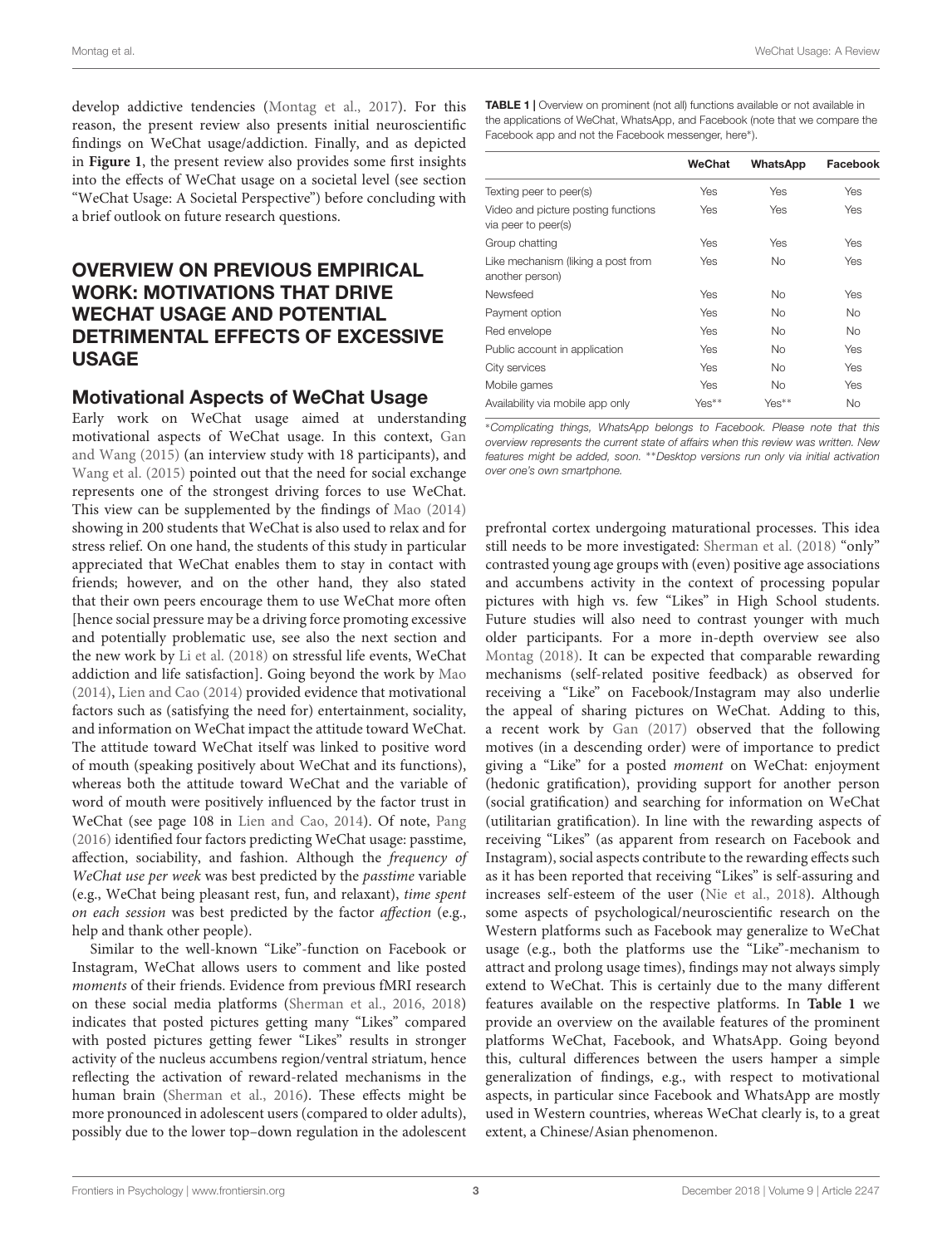develop addictive tendencies (Montag et al., 2017). For this reason, the present review also presents initial neuroscientific findings on WeChat usage/addiction. Finally, and as depicted in **Figure 1**, the present review also provides some first insights into the effects of WeChat usage on a societal level (see section "WeChat Usage: A Societal Perspective") before concluding with a brief outlook on future research questions.

## OVERVIEW ON PREVIOUS EMPIRICAL WORK: MOTIVATIONS THAT DRIVE WECHAT USAGE AND POTENTIAL DETRIMENTAL EFFECTS OF EXCESSIVE USAGE

### Motivational Aspects of WeChat Usage

Early work on WeChat usage aimed at understanding motivational aspects of WeChat usage. In this context, Gan and Wang (2015) (an interview study with 18 participants), and Wang et al. (2015) pointed out that the need for social exchange represents one of the strongest driving forces to use WeChat. This view can be supplemented by the findings of Mao (2014) showing in 200 students that WeChat is also used to relax and for stress relief. On one hand, the students of this study in particular appreciated that WeChat enables them to stay in contact with friends; however, and on the other hand, they also stated that their own peers encourage them to use WeChat more often [hence social pressure may be a driving force promoting excessive and potentially problematic use, see also the next section and the new work by Li et al. (2018) on stressful life events, WeChat addiction and life satisfaction]. Going beyond the work by Mao (2014), Lien and Cao (2014) provided evidence that motivational factors such as (satisfying the need for) entertainment, sociality, and information on WeChat impact the attitude toward WeChat. The attitude toward WeChat itself was linked to positive word of mouth (speaking positively about WeChat and its functions), whereas both the attitude toward WeChat and the variable of word of mouth were positively influenced by the factor trust in WeChat (see page 108 in Lien and Cao, 2014). Of note, Pang (2016) identified four factors predicting WeChat usage: passtime, affection, sociability, and fashion. Although the *frequency of WeChat use per week* was best predicted by the *passtime* variable (e.g., WeChat being pleasant rest, fun, and relaxant), *time spent on each session* was best predicted by the factor *affection* (e.g., help and thank other people).

Similar to the well-known "Like"-function on Facebook or Instagram, WeChat allows users to comment and like posted *moments* of their friends. Evidence from previous fMRI research on these social media platforms (Sherman et al., 2016, 2018) indicates that posted pictures getting many "Likes" compared with posted pictures getting fewer "Likes" results in stronger activity of the nucleus accumbens region/ventral striatum, hence reflecting the activation of reward-related mechanisms in the human brain (Sherman et al., 2016). These effects might be more pronounced in adolescent users (compared to older adults), possibly due to the lower top–down regulation in the adolescent prefrontal cortex undergoing maturational processes. This idea still needs to be more investigated: Sherman et al. (2018) "only" contrasted young age groups with (even) positive age associations and accumbens activity in the context of processing popular pictures with high vs. few "Likes" in High School students. Future studies will also need to contrast younger with much older participants. For a more in-depth overview see also Montag (2018). It can be expected that comparable rewarding mechanisms (self-related positive feedback) as observed for receiving a "Like" on Facebook/Instagram may also underlie the appeal of sharing pictures on WeChat. Adding to this, a recent work by Gan (2017) observed that the following motives (in a descending order) were of importance to predict giving a "Like" for a posted *moment* on WeChat: enjoyment (hedonic gratification), providing support for another person (social gratification) and searching for information on WeChat (utilitarian gratification). In line with the rewarding aspects of receiving "Likes" (as apparent from research on Facebook and Instagram), social aspects contribute to the rewarding effects such as it has been reported that receiving "Likes" is self-assuring and increases self-esteem of the user (Nie et al., 2018). Although some aspects of psychological/neuroscientific research on the Western platforms such as Facebook may generalize to WeChat usage (e.g., both the platforms use the "Like"-mechanism to attract and prolong usage times), findings may not always simply extend to WeChat. This is certainly due to the many different features available on the respective platforms. In **Table 1** we provide an overview on the available features of the prominent platforms WeChat, Facebook, and WhatsApp. Going beyond this, cultural differences between the users hamper a simple generalization of findings, e.g., with respect to motivational aspects, in particular since Facebook and WhatsApp are mostly used in Western countries, whereas WeChat clearly is, to a great extent, a Chinese/Asian phenomenon.

**TABLE 1** | Overview on prominent (not all) functions available or not available in the applications of WeChat, WhatsApp, and Facebook (note that we compare the Facebook app and not the Facebook messenger, here*).

| | WeChat | WhatsApp | Facebook |
|---|---|---|---|
| Texting peer to peer(s) | Yes | Yes | Yes |
| Video and picture posting functions via peer to peer(s) | Yes | Yes | Yes |
| Group chatting | Yes | Yes | Yes |
| Like mechanism (liking a post from another person) | Yes | No | Yes |
| Newsfeed | Yes | No | Yes |
| Payment option | Yes | No | No |
| Red envelope | Yes | No | No |
| Public account in application | Yes | No | Yes |
| City services | Yes | No | Yes |
| Mobile games | Yes | No | Yes |
| Availability via mobile app only | Yes** | Yes** | No |

*Complicating things, WhatsApp belongs to Facebook. Please note that this overview represents the current state of affairs when this review was written. New features might be added, soon. **Desktop versions run only via initial activation over one's own smartphone.*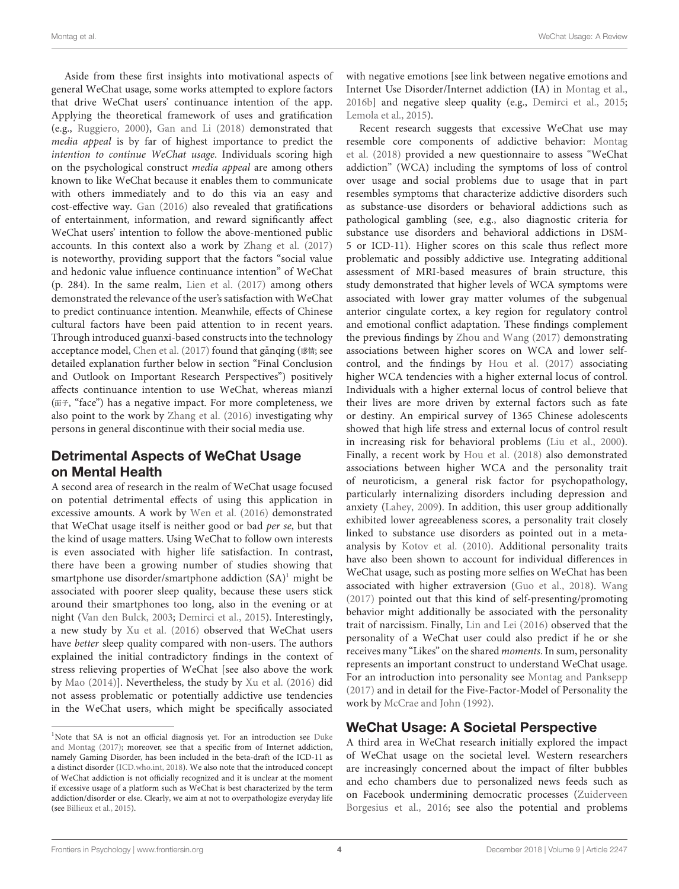Aside from these first insights into motivational aspects of general WeChat usage, some works attempted to explore factors that drive WeChat users' continuance intention of the app. Applying the theoretical framework of uses and gratification (e.g., Ruggiero, 2000), Gan and Li (2018) demonstrated that *media appeal* is by far of highest importance to predict the *intention to continue WeChat usage*. Individuals scoring high on the psychological construct *media appeal* are among others known to like WeChat because it enables them to communicate with others immediately and to do this via an easy and cost-effective way. Gan (2016) also revealed that gratifications of entertainment, information, and reward significantly affect WeChat users' intention to follow the above-mentioned public accounts. In this context also a work by Zhang et al. (2017) is noteworthy, providing support that the factors "social value and hedonic value influence continuance intention" of WeChat (p. 284). In the same realm, Lien et al. (2017) among others demonstrated the relevance of the user's satisfaction with WeChat to predict continuance intention. Meanwhile, effects of Chinese cultural factors have been paid attention to in recent years. Through introduced guanxi-based constructs into the technology acceptance model, Chen et al. (2017) found that gǎnqíng (感情; see detailed explanation further below in section "Final Conclusion and Outlook on Important Research Perspectives") positively affects continuance intention to use WeChat, whereas mìanzǐ (面子, "face") has a negative impact. For more completeness, we also point to the work by Zhang et al. (2016) investigating why persons in general discontinue with their social media use.

## Detrimental Aspects of WeChat Usage on Mental Health

A second area of research in the realm of WeChat usage focused on potential detrimental effects of using this application in excessive amounts. A work by Wen et al. (2016) demonstrated that WeChat usage itself is neither good or bad *per se*, but that the kind of usage matters. Using WeChat to follow own interests is even associated with higher life satisfaction. In contrast, there have been a growing number of studies showing that smartphone use disorder/smartphone addiction (SA)[1] might be associated with poorer sleep quality, because these users stick around their smartphones too long, also in the evening or at night (Van den Bulck, 2003; Demirci et al., 2015). Interestingly, a new study by Xu et al. (2016) observed that WeChat users have *better* sleep quality compared with non-users. The authors explained the initial contradictory findings in the context of stress relieving properties of WeChat [see also above the work by Mao (2014)]. Nevertheless, the study by Xu et al. (2016) did not assess problematic or potentially addictive use tendencies in the WeChat users, which might be specifically associated with negative emotions [see link between negative emotions and Internet Use Disorder/Internet addiction (IA) in Montag et al., 2016b] and negative sleep quality (e.g., Demirci et al., 2015; Lemola et al., 2015).

Recent research suggests that excessive WeChat use may resemble core components of addictive behavior: Montag et al. (2018) provided a new questionnaire to assess "WeChat addiction" (WCA) including the symptoms of loss of control over usage and social problems due to usage that in part resembles symptoms that characterize addictive disorders such as substance-use disorders or behavioral addictions such as pathological gambling (see, e.g., also diagnostic criteria for substance use disorders and behavioral addictions in DSM-5 or ICD-11). Higher scores on this scale thus reflect more problematic and possibly addictive use. Integrating additional assessment of MRI-based measures of brain structure, this study demonstrated that higher levels of WCA symptoms were associated with lower gray matter volumes of the subgenual anterior cingulate cortex, a key region for regulatory control and emotional conflict adaptation. These findings complement the previous findings by Zhou and Wang (2017) demonstrating associations between higher scores on WCA and lower self-control, and the findings by Hou et al. (2017) associating higher WCA tendencies with a higher external locus of control. Individuals with a higher external locus of control believe that their lives are more driven by external factors such as fate or destiny. An empirical survey of 1365 Chinese adolescents showed that high life stress and external locus of control result in increasing risk for behavioral problems (Liu et al., 2000). Finally, a recent work by Hou et al. (2018) also demonstrated associations between higher WCA and the personality trait of neuroticism, a general risk factor for psychopathology, particularly internalizing disorders including depression and anxiety (Lahey, 2009). In addition, this user group additionally exhibited lower agreeableness scores, a personality trait closely linked to substance use disorders as pointed out in a meta-analysis by Kotov et al. (2010). Additional personality traits have also been shown to account for individual differences in WeChat usage, such as posting more selfies on WeChat has been associated with higher extraversion (Guo et al., 2018). Wang (2017) pointed out that this kind of self-presenting/promoting behavior might additionally be associated with the personality trait of narcissism. Finally, Lin and Lei (2016) observed that the personality of a WeChat user could also predict if he or she receives many "Likes" on the shared *moments*. In sum, personality represents an important construct to understand WeChat usage. For an introduction into personality see Montag and Panksepp (2017) and in detail for the Five-Factor-Model of Personality the work by McCrae and John (1992).

## WeChat Usage: A Societal Perspective

A third area in WeChat research initially explored the impact of WeChat usage on the societal level. Western researchers are increasingly concerned about the impact of filter bubbles and echo chambers due to personalized news feeds such as on Facebook undermining democratic processes (Zuiderveen Borgesius et al., 2016; see also the potential and problems

[1]Note that SA is not an official diagnosis yet. For an introduction see Duke and Montag (2017); moreover, see that a specific from of Internet addiction, namely Gaming Disorder, has been included in the beta-draft of the ICD-11 as a distinct disorder (ICD.who.int, 2018). We also note that the introduced concept of WeChat addiction is not officially recognized and it is unclear at the moment if excessive usage of a platform such as WeChat is best characterized by the term addiction/disorder or else. Clearly, we aim at not to overpathologize everyday life (see Billieux et al., 2015).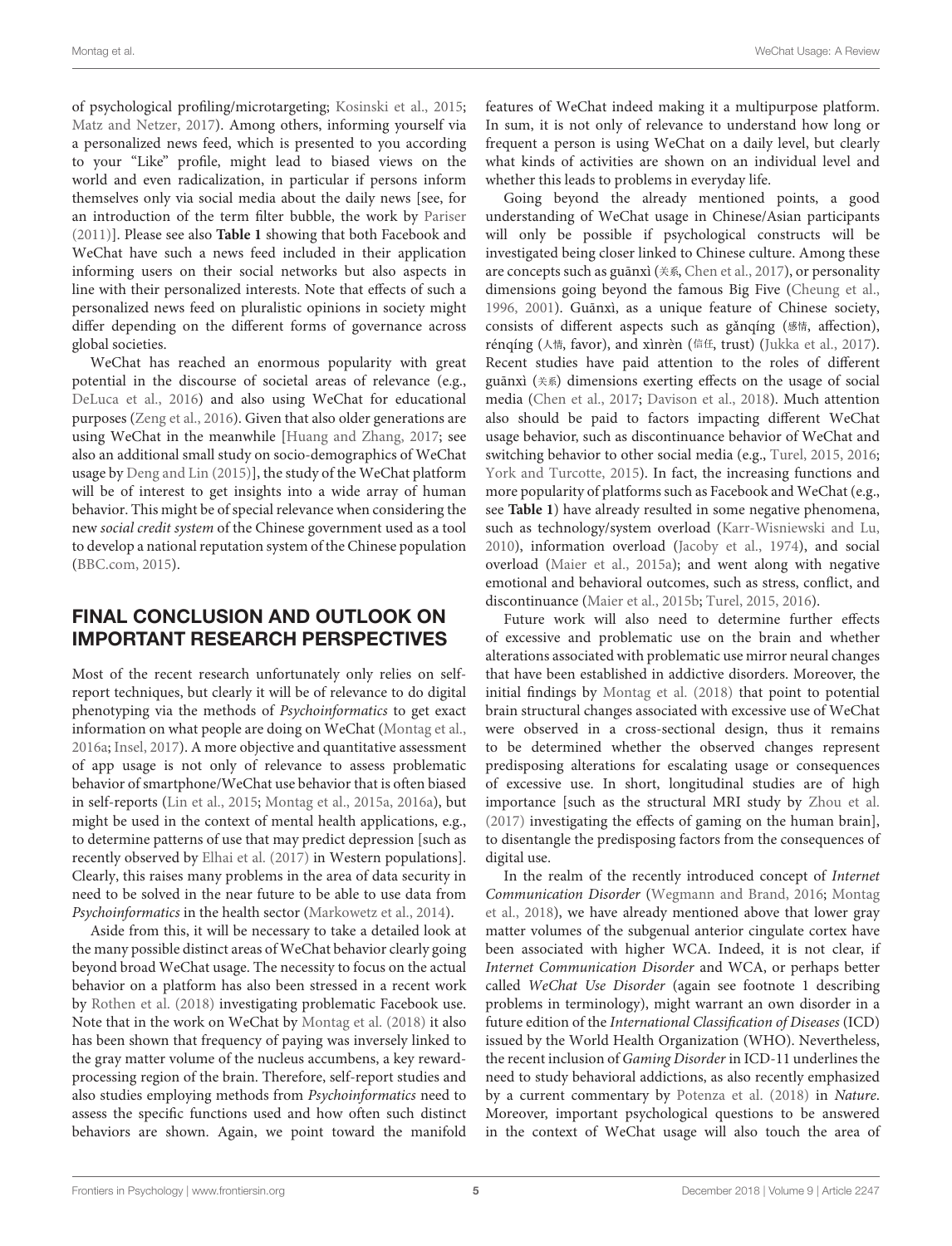of psychological profiling/microtargeting; Kosinski et al., 2015; Matz and Netzer, 2017). Among others, informing yourself via a personalized news feed, which is presented to you according to your "Like" profile, might lead to biased views on the world and even radicalization, in particular if persons inform themselves only via social media about the daily news [see, for an introduction of the term filter bubble, the work by Pariser (2011)]. Please see also **Table 1** showing that both Facebook and WeChat have such a news feed included in their application informing users on their social networks but also aspects in line with their personalized interests. Note that effects of such a personalized news feed on pluralistic opinions in society might differ depending on the different forms of governance across global societies.

WeChat has reached an enormous popularity with great potential in the discourse of societal areas of relevance (e.g., DeLuca et al., 2016) and also using WeChat for educational purposes (Zeng et al., 2016). Given that also older generations are using WeChat in the meanwhile [Huang and Zhang, 2017; see also an additional small study on socio-demographics of WeChat usage by Deng and Lin (2015)], the study of the WeChat platform will be of interest to get insights into a wide array of human behavior. This might be of special relevance when considering the new *social credit system* of the Chinese government used as a tool to develop a national reputation system of the Chinese population (BBC.com, 2015).

## FINAL CONCLUSION AND OUTLOOK ON IMPORTANT RESEARCH PERSPECTIVES

Most of the recent research unfortunately only relies on self-report techniques, but clearly it will be of relevance to do digital phenotyping via the methods of *Psychoinformatics* to get exact information on what people are doing on WeChat (Montag et al., 2016a; Insel, 2017). A more objective and quantitative assessment of app usage is not only of relevance to assess problematic behavior of smartphone/WeChat use behavior that is often biased in self-reports (Lin et al., 2015; Montag et al., 2015a, 2016a), but might be used in the context of mental health applications, e.g., to determine patterns of use that may predict depression [such as recently observed by Elhai et al. (2017) in Western populations]. Clearly, this raises many problems in the area of data security in need to be solved in the near future to be able to use data from *Psychoinformatics* in the health sector (Markowetz et al., 2014).

Aside from this, it will be necessary to take a detailed look at the many possible distinct areas of WeChat behavior clearly going beyond broad WeChat usage. The necessity to focus on the actual behavior on a platform has also been stressed in a recent work by Rothen et al. (2018) investigating problematic Facebook use. Note that in the work on WeChat by Montag et al. (2018) it also has been shown that frequency of paying was inversely linked to the gray matter volume of the nucleus accumbens, a key reward-processing region of the brain. Therefore, self-report studies and also studies employing methods from *Psychoinformatics* need to assess the specific functions used and how often such distinct behaviors are shown. Again, we point toward the manifold features of WeChat indeed making it a multipurpose platform. In sum, it is not only of relevance to understand how long or frequent a person is using WeChat on a daily level, but clearly what kinds of activities are shown on an individual level and whether this leads to problems in everyday life.

Going beyond the already mentioned points, a good understanding of WeChat usage in Chinese/Asian participants will only be possible if psychological constructs will be investigated being closer linked to Chinese culture. Among these are concepts such as guānxì (关系, Chen et al., 2017), or personality dimensions going beyond the famous Big Five (Cheung et al., 1996, 2001). Guānxì, as a unique feature of Chinese society, consists of different aspects such as gǎnqíng (感情, affection), rénqíng (人情, favor), and xìnrèn (信任, trust) (Jukka et al., 2017). Recent studies have paid attention to the roles of different guānxì (关系) dimensions exerting effects on the usage of social media (Chen et al., 2017; Davison et al., 2018). Much attention also should be paid to factors impacting different WeChat usage behavior, such as discontinuance behavior of WeChat and switching behavior to other social media (e.g., Turel, 2015, 2016; York and Turcotte, 2015). In fact, the increasing functions and more popularity of platforms such as Facebook and WeChat (e.g., see **Table 1**) have already resulted in some negative phenomena, such as technology/system overload (Karr-Wisniewski and Lu, 2010), information overload (Jacoby et al., 1974), and social overload (Maier et al., 2015a); and went along with negative emotional and behavioral outcomes, such as stress, conflict, and discontinuance (Maier et al., 2015b; Turel, 2015, 2016).

Future work will also need to determine further effects of excessive and problematic use on the brain and whether alterations associated with problematic use mirror neural changes that have been established in addictive disorders. Moreover, the initial findings by Montag et al. (2018) that point to potential brain structural changes associated with excessive use of WeChat were observed in a cross-sectional design, thus it remains to be determined whether the observed changes represent predisposing alterations for escalating usage or consequences of excessive use. In short, longitudinal studies are of high importance [such as the structural MRI study by Zhou et al. (2017) investigating the effects of gaming on the human brain], to disentangle the predisposing factors from the consequences of digital use.

In the realm of the recently introduced concept of *Internet Communication Disorder* (Wegmann and Brand, 2016; Montag et al., 2018), we have already mentioned above that lower gray matter volumes of the subgenual anterior cingulate cortex have been associated with higher WCA. Indeed, it is not clear, if *Internet Communication Disorder* and WCA, or perhaps better called *WeChat Use Disorder* (again see footnote 1 describing problems in terminology), might warrant an own disorder in a future edition of the *International Classification of Diseases* (ICD) issued by the World Health Organization (WHO). Nevertheless, the recent inclusion of *Gaming Disorder* in ICD-11 underlines the need to study behavioral addictions, as also recently emphasized by a current commentary by Potenza et al. (2018) in *Nature*. Moreover, important psychological questions to be answered in the context of WeChat usage will also touch the area of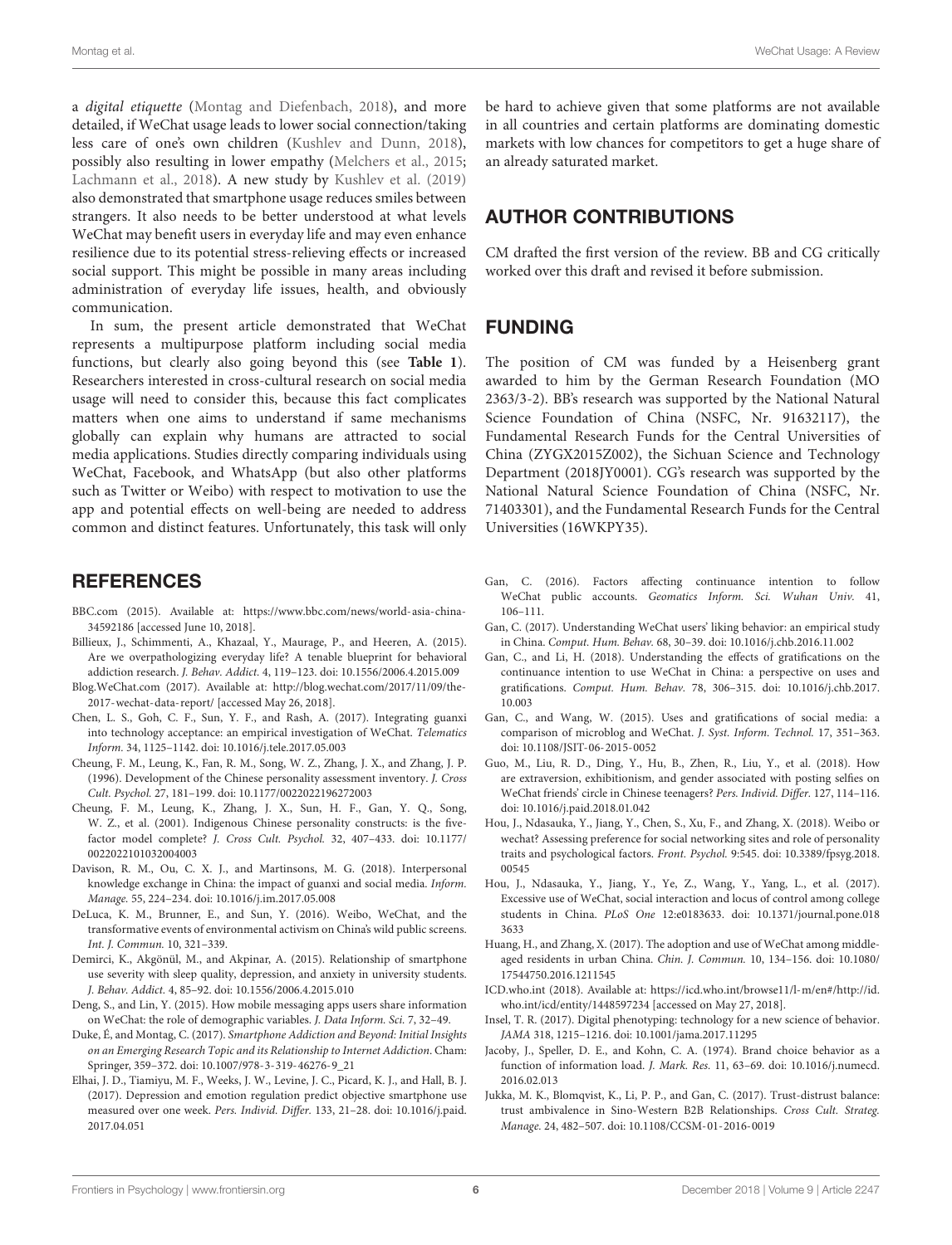a *digital etiquette* (Montag and Diefenbach, 2018), and more detailed, if WeChat usage leads to lower social connection/taking less care of one's own children (Kushlev and Dunn, 2018), possibly also resulting in lower empathy (Melchers et al., 2015; Lachmann et al., 2018). A new study by Kushlev et al. (2019) also demonstrated that smartphone usage reduces smiles between strangers. It also needs to be better understood at what levels WeChat may benefit users in everyday life and may even enhance resilience due to its potential stress-relieving effects or increased social support. This might be possible in many areas including administration of everyday life issues, health, and obviously communication.

In sum, the present article demonstrated that WeChat represents a multipurpose platform including social media functions, but clearly also going beyond this (see **Table 1**). Researchers interested in cross-cultural research on social media usage will need to consider this, because this fact complicates matters when one aims to understand if same mechanisms globally can explain why humans are attracted to social media applications. Studies directly comparing individuals using WeChat, Facebook, and WhatsApp (but also other platforms such as Twitter or Weibo) with respect to motivation to use the app and potential effects on well-being are needed to address common and distinct features. Unfortunately, this task will only be hard to achieve given that some platforms are not available in all countries and certain platforms are dominating domestic markets with low chances for competitors to get a huge share of an already saturated market.

## AUTHOR CONTRIBUTIONS

CM drafted the first version of the review. BB and CG critically worked over this draft and revised it before submission.

## FUNDING

The position of CM was funded by a Heisenberg grant awarded to him by the German Research Foundation (MO 2363/3-2). BB's research was supported by the National Natural Science Foundation of China (NSFC, Nr. 91632117), the Fundamental Research Funds for the Central Universities of China (ZYGX2015Z002), the Sichuan Science and Technology Department (2018JY0001). CG's research was supported by the National Natural Science Foundation of China (NSFC, Nr. 71403301), and the Fundamental Research Funds for the Central Universities (16WKPY35).

## REFERENCES

BBC.com (2015). Available at: https://www.bbc.com/news/world-asia-china-34592186 [accessed June 10, 2018].

Billieux, J., Schimmenti, A., Khazaal, Y., Maurage, P., and Heeren, A. (2015). Are we overpathologizing everyday life? A tenable blueprint for behavioral addiction research. *J. Behav. Addict.* 4, 119–123. doi: 10.1556/2006.4.2015.009

Blog.WeChat.com (2017). Available at: http://blog.wechat.com/2017/11/09/the-2017-wechat-data-report/ [accessed May 26, 2018].

Chen, L. S., Goh, C. F., Sun, Y. F., and Rash, A. (2017). Integrating guanxi into technology acceptance: an empirical investigation of WeChat. *Telematics Inform.* 34, 1125–1142. doi: 10.1016/j.tele.2017.05.003

Cheung, F. M., Leung, K., Fan, R. M., Song, W. Z., Zhang, J. X., and Zhang, J. P. (1996). Development of the Chinese personality assessment inventory. *J. Cross Cult. Psychol.* 27, 181–199. doi: 10.1177/0022022196272003

Cheung, F. M., Leung, K., Zhang, J. X., Sun, H. F., Gan, Y. Q., Song, W. Z., et al. (2001). Indigenous Chinese personality constructs: is the five-factor model complete? *J. Cross Cult. Psychol.* 32, 407–433. doi: 10.1177/0022022101032004003

Davison, R. M., Ou, C. X. J., and Martinsons, M. G. (2018). Interpersonal knowledge exchange in China: the impact of guanxi and social media. *Inform. Manage.* 55, 224–234. doi: 10.1016/j.im.2017.05.008

DeLuca, K. M., Brunner, E., and Sun, Y. (2016). Weibo, WeChat, and the transformative events of environmental activism on China's wild public screens. *Int. J. Commun.* 10, 321–339.

Demirci, K., Akgönül, M., and Akpinar, A. (2015). Relationship of smartphone use severity with sleep quality, depression, and anxiety in university students. *J. Behav. Addict.* 4, 85–92. doi: 10.1556/2006.4.2015.010

Deng, S., and Lin, Y. (2015). How mobile messaging apps users share information on WeChat: the role of demographic variables. *J. Data Inform. Sci.* 7, 32–49.

Duke, É, and Montag, C. (2017). *Smartphone Addiction and Beyond: Initial Insights on an Emerging Research Topic and its Relationship to Internet Addiction*. Cham: Springer, 359–372. doi: 10.1007/978-3-319-46276-9_21

Elhai, J. D., Tiamiyu, M. F., Weeks, J. W., Levine, J. C., Picard, K. J., and Hall, B. J. (2017). Depression and emotion regulation predict objective smartphone use measured over one week. *Pers. Individ. Differ.* 133, 21–28. doi: 10.1016/j.paid.2017.04.051

Gan, C. (2016). Factors affecting continuance intention to follow WeChat public accounts. *Geomatics Inform. Sci. Wuhan Univ.* 41, 106–111.

Gan, C. (2017). Understanding WeChat users' liking behavior: an empirical study in China. *Comput. Hum. Behav.* 68, 30–39. doi: 10.1016/j.chb.2016.11.002

Gan, C., and Li, H. (2018). Understanding the effects of gratifications on the continuance intention to use WeChat in China: a perspective on uses and gratifications. *Comput. Hum. Behav.* 78, 306–315. doi: 10.1016/j.chb.2017.10.003

Gan, C., and Wang, W. (2015). Uses and gratifications of social media: a comparison of microblog and WeChat. *J. Syst. Inform. Technol.* 17, 351–363. doi: 10.1108/JSIT-06-2015-0052

Guo, M., Liu, R. D., Ding, Y., Hu, B., Zhen, R., Liu, Y., et al. (2018). How are extraversion, exhibitionism, and gender associated with posting selfies on WeChat friends' circle in Chinese teenagers? *Pers. Individ. Differ.* 127, 114–116. doi: 10.1016/j.paid.2018.01.042

Hou, J., Ndasauka, Y., Jiang, Y., Chen, S., Xu, F., and Zhang, X. (2018). Weibo or wechat? Assessing preference for social networking sites and role of personality traits and psychological factors. *Front. Psychol.* 9:545. doi: 10.3389/fpsyg.2018.00545

Hou, J., Ndasauka, Y., Jiang, Y., Ye, Z., Wang, Y., Yang, L., et al. (2017). Excessive use of WeChat, social interaction and locus of control among college students in China. *PLoS One* 12:e0183633. doi: 10.1371/journal.pone.0183633

Huang, H., and Zhang, X. (2017). The adoption and use of WeChat among middle-aged residents in urban China. *Chin. J. Commun.* 10, 134–156. doi: 10.1080/17544750.2016.1211545

ICD.who.int (2018). Available at: https://icd.who.int/browse11/l-m/en#/http://id.who.int/icd/entity/1448597234 [accessed on May 27, 2018].

Insel, T. R. (2017). Digital phenotyping: technology for a new science of behavior. *JAMA* 318, 1215–1216. doi: 10.1001/jama.2017.11295

Jacoby, J., Speller, D. E., and Kohn, C. A. (1974). Brand choice behavior as a function of information load. *J. Mark. Res.* 11, 63–69. doi: 10.1016/j.numecd.2016.02.013

Jukka, M. K., Blomqvist, K., Li, P. P., and Gan, C. (2017). Trust-distrust balance: trust ambivalence in Sino-Western B2B Relationships. *Cross Cult. Strateg. Manage.* 24, 482–507. doi: 10.1108/CCSM-01-2016-0019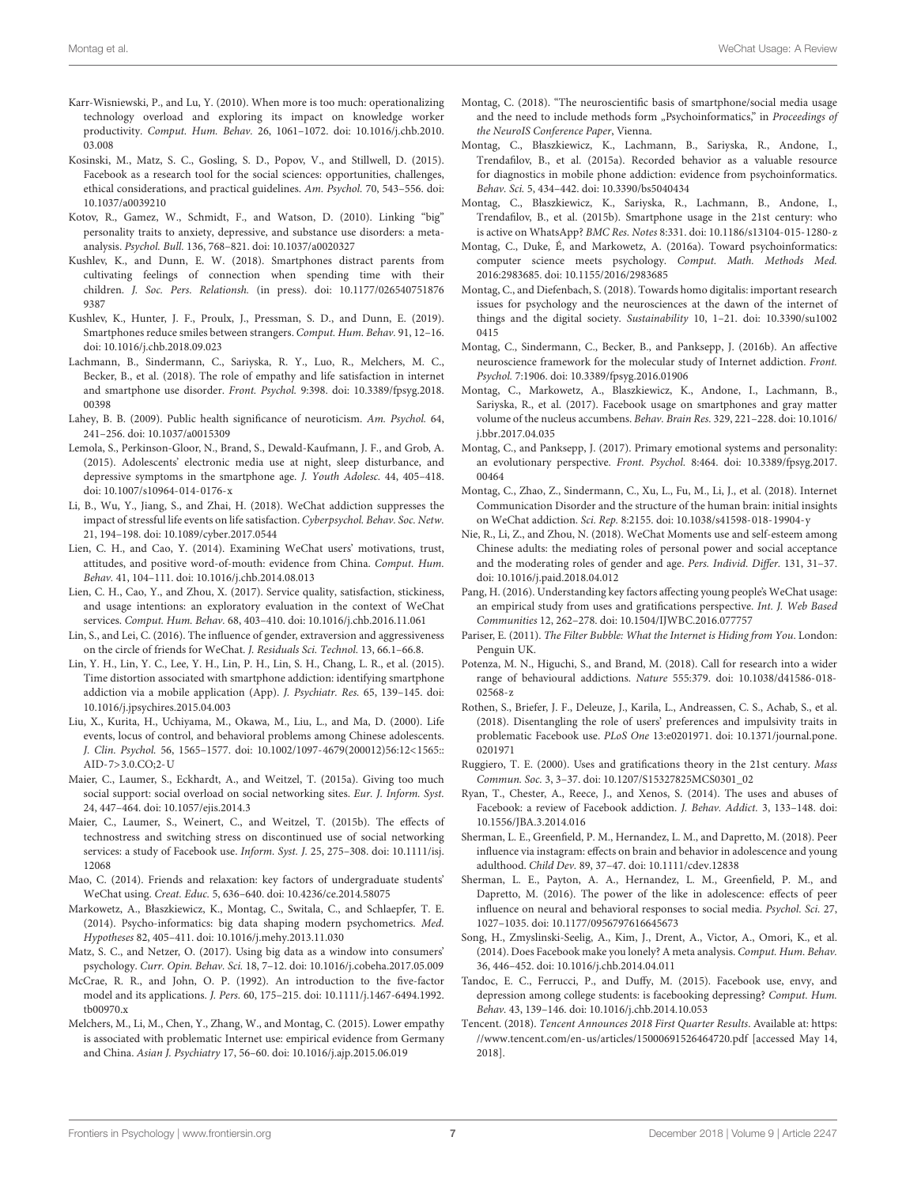Karr-Wisniewski, P., and Lu, Y. (2010). When more is too much: operationalizing technology overload and exploring its impact on knowledge worker productivity. *Comput. Hum. Behav.* 26, 1061–1072. doi: 10.1016/j.chb.2010.03.008

Kosinski, M., Matz, S. C., Gosling, S. D., Popov, V., and Stillwell, D. (2015). Facebook as a research tool for the social sciences: opportunities, challenges, ethical considerations, and practical guidelines. *Am. Psychol.* 70, 543–556. doi: 10.1037/a0039210

Kotov, R., Gamez, W., Schmidt, F., and Watson, D. (2010). Linking "big" personality traits to anxiety, depressive, and substance use disorders: a meta-analysis. *Psychol. Bull.* 136, 768–821. doi: 10.1037/a0020327

Kushlev, K., and Dunn, E. W. (2018). Smartphones distract parents from cultivating feelings of connection when spending time with their children. *J. Soc. Pers. Relationsh.* (in press). doi: 10.1177/0265407518769387

Kushlev, K., Hunter, J. F., Proulx, J., Pressman, S. D., and Dunn, E. (2019). Smartphones reduce smiles between strangers. *Comput. Hum. Behav.* 91, 12–16. doi: 10.1016/j.chb.2018.09.023

Lachmann, B., Sindermann, C., Sariyska, R. Y., Luo, R., Melchers, M. C., Becker, B., et al. (2018). The role of empathy and life satisfaction in internet and smartphone use disorder. *Front. Psychol.* 9:398. doi: 10.3389/fpsyg.2018.00398

Lahey, B. B. (2009). Public health significance of neuroticism. *Am. Psychol.* 64, 241–256. doi: 10.1037/a0015309

Lemola, S., Perkinson-Gloor, N., Brand, S., Dewald-Kaufmann, J. F., and Grob, A. (2015). Adolescents' electronic media use at night, sleep disturbance, and depressive symptoms in the smartphone age. *J. Youth Adolesc.* 44, 405–418. doi: 10.1007/s10964-014-0176-x

Li, B., Wu, Y., Jiang, S., and Zhai, H. (2018). WeChat addiction suppresses the impact of stressful life events on life satisfaction. *Cyberpsychol. Behav. Soc. Netw.* 21, 194–198. doi: 10.1089/cyber.2017.0544

Lien, C. H., and Cao, Y. (2014). Examining WeChat users' motivations, trust, attitudes, and positive word-of-mouth: evidence from China. *Comput. Hum. Behav.* 41, 104–111. doi: 10.1016/j.chb.2014.08.013

Lien, C. H., Cao, Y., and Zhou, X. (2017). Service quality, satisfaction, stickiness, and usage intentions: an exploratory evaluation in the context of WeChat services. *Comput. Hum. Behav.* 68, 403–410. doi: 10.1016/j.chb.2016.11.061

Lin, S., and Lei, C. (2016). The influence of gender, extraversion and aggressiveness on the circle of friends for WeChat. *J. Residuals Sci. Technol.* 13, 66.1–66.8.

Lin, Y. H., Lin, Y. C., Lee, Y. H., Lin, P. H., Lin, S. H., Chang, L. R., et al. (2015). Time distortion associated with smartphone addiction: identifying smartphone addiction via a mobile application (App). *J. Psychiatr. Res.* 65, 139–145. doi: 10.1016/j.jpsychires.2015.04.003

Liu, X., Kurita, H., Uchiyama, M., Okawa, M., Liu, L., and Ma, D. (2000). Life events, locus of control, and behavioral problems among Chinese adolescents. *J. Clin. Psychol.* 56, 1565–1577. doi: 10.1002/1097-4679(200012)56:12<1565::AID-7>3.0.CO;2-U

Maier, C., Laumer, S., Eckhardt, A., and Weitzel, T. (2015a). Giving too much social support: social overload on social networking sites. *Eur. J. Inform. Syst.* 24, 447–464. doi: 10.1057/ejis.2014.3

Maier, C., Laumer, S., Weinert, C., and Weitzel, T. (2015b). The effects of technostress and switching stress on discontinued use of social networking services: a study of Facebook use. *Inform. Syst. J.* 25, 275–308. doi: 10.1111/isj.12068

Mao, C. (2014). Friends and relaxation: key factors of undergraduate students' WeChat using. *Creat. Educ.* 5, 636–640. doi: 10.4236/ce.2014.58075

Markowetz, A., Błaszkiewicz, K., Montag, C., Switala, C., and Schlaepfer, T. E. (2014). Psycho-informatics: big data shaping modern psychometrics. *Med. Hypotheses* 82, 405–411. doi: 10.1016/j.mehy.2013.11.030

Matz, S. C., and Netzer, O. (2017). Using big data as a window into consumers' psychology. *Curr. Opin. Behav. Sci.* 18, 7–12. doi: 10.1016/j.cobeha.2017.05.009

McCrae, R. R., and John, O. P. (1992). An introduction to the five-factor model and its applications. *J. Pers.* 60, 175–215. doi: 10.1111/j.1467-6494.1992.tb00970.x

Melchers, M., Li, M., Chen, Y., Zhang, W., and Montag, C. (2015). Lower empathy is associated with problematic Internet use: empirical evidence from Germany and China. *Asian J. Psychiatry* 17, 56–60. doi: 10.1016/j.ajp.2015.06.019

Montag, C. (2018). "The neuroscientific basis of smartphone/social media usage and the need to include methods form „Psychoinformatics," in *Proceedings of the NeuroIS Conference Paper*, Vienna.

Montag, C., Błaszkiewicz, K., Lachmann, B., Sariyska, R., Andone, I., Trendafilov, B., et al. (2015a). Recorded behavior as a valuable resource for diagnostics in mobile phone addiction: evidence from psychoinformatics. *Behav. Sci.* 5, 434–442. doi: 10.3390/bs5040434

Montag, C., Błaszkiewicz, K., Sariyska, R., Lachmann, B., Andone, I., Trendafilov, B., et al. (2015b). Smartphone usage in the 21st century: who is active on WhatsApp? *BMC Res. Notes* 8:331. doi: 10.1186/s13104-015-1280-z

Montag, C., Duke, É., and Markowetz, A. (2016a). Toward psychoinformatics: computer science meets psychology. *Comput. Math. Methods Med.* 2016:2983685. doi: 10.1155/2016/2983685

Montag, C., and Diefenbach, S. (2018). Towards homo digitalis: important research issues for psychology and the neurosciences at the dawn of the internet of things and the digital society. *Sustainability* 10, 1–21. doi: 10.3390/su10020415

Montag, C., Sindermann, C., Becker, B., and Panksepp, J. (2016b). An affective neuroscience framework for the molecular study of Internet addiction. *Front. Psychol.* 7:1906. doi: 10.3389/fpsyg.2016.01906

Montag, C., Markowetz, A., Blaszkiewicz, K., Andone, I., Lachmann, B., Sariyska, R., et al. (2017). Facebook usage on smartphones and gray matter volume of the nucleus accumbens. *Behav. Brain Res.* 329, 221–228. doi: 10.1016/j.bbr.2017.04.035

Montag, C., and Panksepp, J. (2017). Primary emotional systems and personality: an evolutionary perspective. *Front. Psychol.* 8:464. doi: 10.3389/fpsyg.2017.00464

Montag, C., Zhao, Z., Sindermann, C., Xu, L., Fu, M., Li, J., et al. (2018). Internet Communication Disorder and the structure of the human brain: initial insights on WeChat addiction. *Sci. Rep.* 8:2155. doi: 10.1038/s41598-018-19904-y

Nie, R., Li, Z., and Zhou, N. (2018). WeChat Moments use and self-esteem among Chinese adults: the mediating roles of personal power and social acceptance and the moderating roles of gender and age. *Pers. Individ. Differ.* 131, 31–37. doi: 10.1016/j.paid.2018.04.012

Pang, H. (2016). Understanding key factors affecting young people's WeChat usage: an empirical study from uses and gratifications perspective. *Int. J. Web Based Communities* 12, 262–278. doi: 10.1504/IJWBC.2016.077757

Pariser, E. (2011). *The Filter Bubble: What the Internet is Hiding from You*. London: Penguin UK.

Potenza, M. N., Higuchi, S., and Brand, M. (2018). Call for research into a wider range of behavioural addictions. *Nature* 555:379. doi: 10.1038/d41586-018-02568-z

Rothen, S., Briefer, J. F., Deleuze, J., Karila, L., Andreassen, C. S., Achab, S., et al. (2018). Disentangling the role of users' preferences and impulsivity traits in problematic Facebook use. *PLoS One* 13:e0201971. doi: 10.1371/journal.pone.0201971

Ruggiero, T. E. (2000). Uses and gratifications theory in the 21st century. *Mass Commun. Soc.* 3, 3–37. doi: 10.1207/S15327825MCS0301_02

Ryan, T., Chester, A., Reece, J., and Xenos, S. (2014). The uses and abuses of Facebook: a review of Facebook addiction. *J. Behav. Addict.* 3, 133–148. doi: 10.1556/JBA.3.2014.016

Sherman, L. E., Greenfield, P. M., Hernandez, L. M., and Dapretto, M. (2018). Peer influence via instagram: effects on brain and behavior in adolescence and young adulthood. *Child Dev.* 89, 37–47. doi: 10.1111/cdev.12838

Sherman, L. E., Payton, A. A., Hernandez, L. M., Greenfield, P. M., and Dapretto, M. (2016). The power of the like in adolescence: effects of peer influence on neural and behavioral responses to social media. *Psychol. Sci.* 27, 1027–1035. doi: 10.1177/0956797616645673

Song, H., Zmyslinski-Seelig, A., Kim, J., Drent, A., Victor, A., Omori, K., et al. (2014). Does Facebook make you lonely? A meta analysis. *Comput. Hum. Behav.* 36, 446–452. doi: 10.1016/j.chb.2014.04.011

Tandoc, E. C., Ferrucci, P., and Duffy, M. (2015). Facebook use, envy, and depression among college students: is facebooking depressing? *Comput. Hum. Behav.* 43, 139–146. doi: 10.1016/j.chb.2014.10.053

Tencent. (2018). *Tencent Announces 2018 First Quarter Results*. Available at: https://www.tencent.com/en-us/articles/15000691526464720.pdf [accessed May 14, 2018].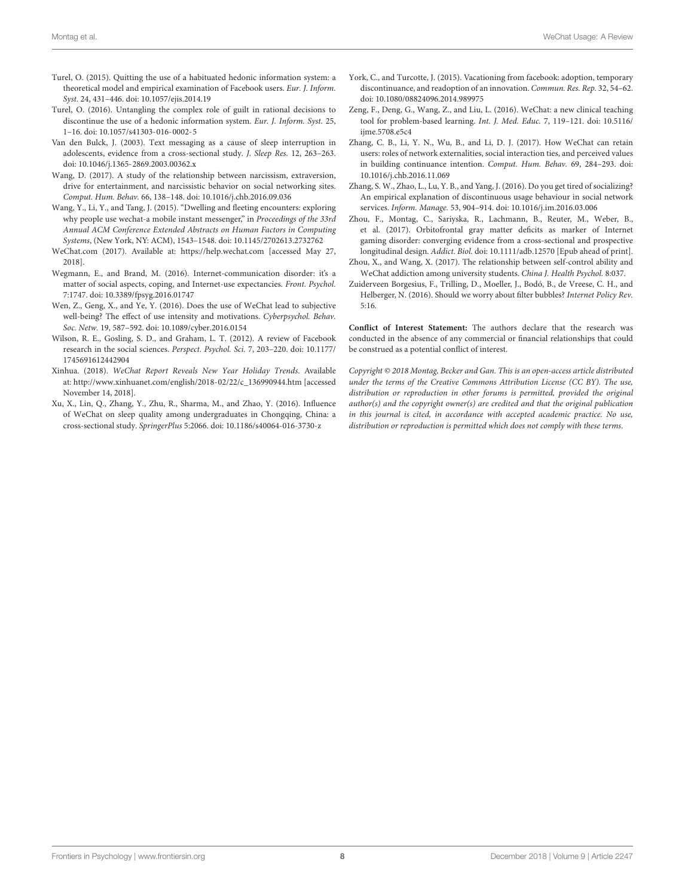Turel, O. (2015). Quitting the use of a habituated hedonic information system: a theoretical model and empirical examination of Facebook users. *Eur. J. Inform. Syst.* 24, 431–446. doi: 10.1057/ejis.2014.19

Turel, O. (2016). Untangling the complex role of guilt in rational decisions to discontinue the use of a hedonic information system. *Eur. J. Inform. Syst.* 25, 1–16. doi: 10.1057/s41303-016-0002-5

Van den Bulck, J. (2003). Text messaging as a cause of sleep interruption in adolescents, evidence from a cross-sectional study. *J. Sleep Res.* 12, 263–263. doi: 10.1046/j.1365-2869.2003.00362.x

Wang, D. (2017). A study of the relationship between narcissism, extraversion, drive for entertainment, and narcissistic behavior on social networking sites. *Comput. Hum. Behav.* 66, 138–148. doi: 10.1016/j.chb.2016.09.036

Wang, Y., Li, Y., and Tang, J. (2015). "Dwelling and fleeting encounters: exploring why people use wechat-a mobile instant messenger," in *Proceedings of the 33rd Annual ACM Conference Extended Abstracts on Human Factors in Computing Systems*, (New York, NY: ACM), 1543–1548. doi: 10.1145/2702613.2732762

WeChat.com (2017). Available at: https://help.wechat.com [accessed May 27, 2018].

Wegmann, E., and Brand, M. (2016). Internet-communication disorder: it's a matter of social aspects, coping, and Internet-use expectancies. *Front. Psychol.* 7:1747. doi: 10.3389/fpsyg.2016.01747

Wen, Z., Geng, X., and Ye, Y. (2016). Does the use of WeChat lead to subjective well-being? The effect of use intensity and motivations. *Cyberpsychol. Behav. Soc. Netw.* 19, 587–592. doi: 10.1089/cyber.2016.0154

Wilson, R. E., Gosling, S. D., and Graham, L. T. (2012). A review of Facebook research in the social sciences. *Perspect. Psychol. Sci.* 7, 203–220. doi: 10.1177/1745691612442904

Xinhua. (2018). *WeChat Report Reveals New Year Holiday Trends*. Available at: http://www.xinhuanet.com/english/2018-02/22/c_136990944.htm [accessed November 14, 2018].

Xu, X., Lin, Q., Zhang, Y., Zhu, R., Sharma, M., and Zhao, Y. (2016). Influence of WeChat on sleep quality among undergraduates in Chongqing, China: a cross-sectional study. *SpringerPlus* 5:2066. doi: 10.1186/s40064-016-3730-z

York, C., and Turcotte, J. (2015). Vacationing from facebook: adoption, temporary discontinuance, and readoption of an innovation. *Commun. Res. Rep.* 32, 54–62. doi: 10.1080/08824096.2014.989975

Zeng, F., Deng, G., Wang, Z., and Liu, L. (2016). WeChat: a new clinical teaching tool for problem-based learning. *Int. J. Med. Educ.* 7, 119–121. doi: 10.5116/ijme.5708.e5c4

Zhang, C. B., Li, Y. N., Wu, B., and Li, D. J. (2017). How WeChat can retain users: roles of network externalities, social interaction ties, and perceived values in building continuance intention. *Comput. Hum. Behav.* 69, 284–293. doi: 10.1016/j.chb.2016.11.069

Zhang, S. W., Zhao, L., Lu, Y. B., and Yang, J. (2016). Do you get tired of socializing? An empirical explanation of discontinuous usage behaviour in social network services. *Inform. Manage.* 53, 904–914. doi: 10.1016/j.im.2016.03.006

Zhou, F., Montag, C., Sariyska, R., Lachmann, B., Reuter, M., Weber, B., et al. (2017). Orbitofrontal gray matter deficits as marker of Internet gaming disorder: converging evidence from a cross-sectional and prospective longitudinal design. *Addict. Biol.* doi: 10.1111/adb.12570 [Epub ahead of print].

Zhou, X., and Wang, X. (2017). The relationship between self-control ability and WeChat addiction among university students. *China J. Health Psychol.* 8:037.

Zuiderveen Borgesius, F., Trilling, D., Moeller, J., Bodó, B., de Vreese, C. H., and Helberger, N. (2016). Should we worry about filter bubbles? *Internet Policy Rev.* 5:16.

**Conflict of Interest Statement:** The authors declare that the research was conducted in the absence of any commercial or financial relationships that could be construed as a potential conflict of interest.

*Copyright © 2018 Montag, Becker and Gan. This is an open-access article distributed under the terms of the Creative Commons Attribution License (CC BY). The use, distribution or reproduction in other forums is permitted, provided the original author(s) and the copyright owner(s) are credited and that the original publication in this journal is cited, in accordance with accepted academic practice. No use, distribution or reproduction is permitted which does not comply with these terms.*